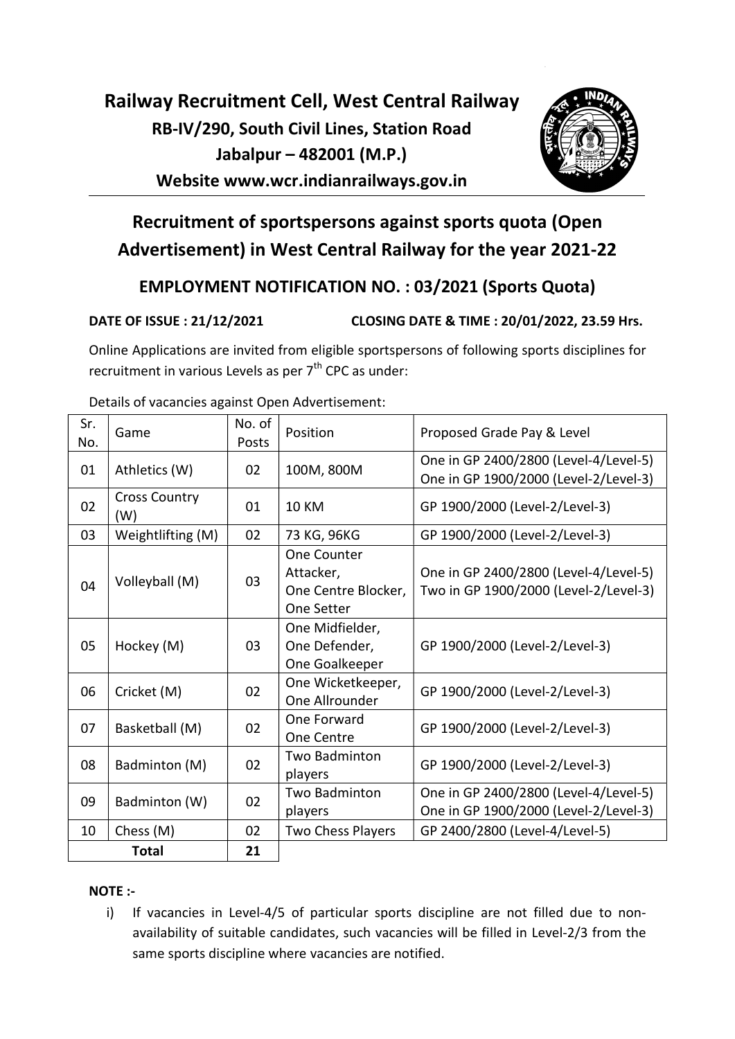# Railway Recruitment Cell, West Central Railway

**RB-IV/290, South Civil Lines, Station Road**

**Jabalpur – 482001 (M.P.)**

**Website www.wcr.indianrailways.gov.in**

## Recruitment of sportspersons against sports quota (Open Advertisement) in West Central Railway for the year 2021-22

### EMPLOYMENT NOTIFICATION NO. : 03/2021 (Sports Quota)

**DATE OF ISSUE : 21/12/2021** **CLOSING DATE & TIME : 20/01/2022, 23.59 Hrs.**

Online Applications are invited from eligible sportspersons of following sports disciplines for recruitment in various Levels as per 7[th] CPC as under:

Details of vacancies against Open Advertisement:

| Sr. No. | Game | No. of Posts | Position | Proposed Grade Pay & Level |
|---|---|---|---|---|
| 01 | Athletics (W) | 02 | 100M, 800M | One in GP 2400/2800 (Level-4/Level-5)<br>One in GP 1900/2000 (Level-2/Level-3) |
| 02 | Cross Country (W) | 01 | 10 KM | GP 1900/2000 (Level-2/Level-3) |
| 03 | Weightlifting (M) | 02 | 73 KG, 96KG | GP 1900/2000 (Level-2/Level-3) |
| 04 | Volleyball (M) | 03 | One Counter Attacker,<br>One Centre Blocker,<br>One Setter | One in GP 2400/2800 (Level-4/Level-5)<br>Two in GP 1900/2000 (Level-2/Level-3) |
| 05 | Hockey (M) | 03 | One Midfielder,<br>One Defender,<br>One Goalkeeper | GP 1900/2000 (Level-2/Level-3) |
| 06 | Cricket (M) | 02 | One Wicketkeeper,<br>One Allrounder | GP 1900/2000 (Level-2/Level-3) |
| 07 | Basketball (M) | 02 | One Forward<br>One Centre | GP 1900/2000 (Level-2/Level-3) |
| 08 | Badminton (M) | 02 | Two Badminton players | GP 1900/2000 (Level-2/Level-3) |
| 09 | Badminton (W) | 02 | Two Badminton players | One in GP 2400/2800 (Level-4/Level-5)<br>One in GP 1900/2000 (Level-2/Level-3) |
| 10 | Chess (M) | 02 | Two Chess Players | GP 2400/2800 (Level-4/Level-5) |
| **Total** | | **21** | | |

**NOTE :-**

i) If vacancies in Level-4/5 of particular sports discipline are not filled due to non-availability of suitable candidates, such vacancies will be filled in Level-2/3 from the same sports discipline where vacancies are notified.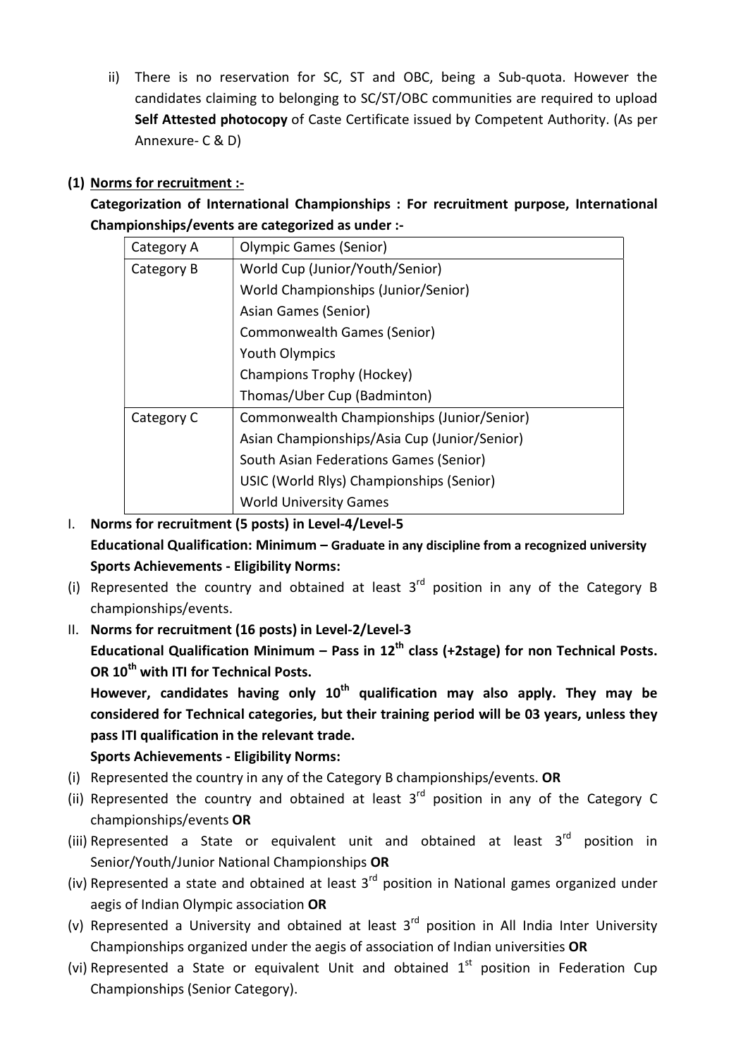ii) There is no reservation for SC, ST and OBC, being a Sub-quota. However the candidates claiming to belonging to SC/ST/OBC communities are required to upload **Self Attested photocopy** of Caste Certificate issued by Competent Authority. (As per Annexure- C & D)

**(1) Norms for recruitment :-**

**Categorization of International Championships : For recruitment purpose, International Championships/events are categorized as under :-**

| Category A | Olympic Games (Senior) |
|---|---|
| Category B | World Cup (Junior/Youth/Senior)<br>World Championships (Junior/Senior)<br>Asian Games (Senior)<br>Commonwealth Games (Senior)<br>Youth Olympics<br>Champions Trophy (Hockey)<br>Thomas/Uber Cup (Badminton) |
| Category C | Commonwealth Championships (Junior/Senior)<br>Asian Championships/Asia Cup (Junior/Senior)<br>South Asian Federations Games (Senior)<br>USIC (World Rlys) Championships (Senior)<br>World University Games |

I. **Norms for recruitment (5 posts) in Level-4/Level-5**
**Educational Qualification: Minimum – Graduate in any discipline from a recognized university**
**Sports Achievements - Eligibility Norms:**

(i) Represented the country and obtained at least 3rd position in any of the Category B championships/events.

II. **Norms for recruitment (16 posts) in Level-2/Level-3**
**Educational Qualification Minimum – Pass in 12th class (+2stage) for non Technical Posts. OR 10th with ITI for Technical Posts.**
**However, candidates having only 10th qualification may also apply. They may be considered for Technical categories, but their training period will be 03 years, unless they pass ITI qualification in the relevant trade.**
**Sports Achievements - Eligibility Norms:**

(i) Represented the country in any of the Category B championships/events. **OR**
(ii) Represented the country and obtained at least 3rd position in any of the Category C championships/events **OR**
(iii) Represented a State or equivalent unit and obtained at least 3rd position in Senior/Youth/Junior National Championships **OR**
(iv) Represented a state and obtained at least 3rd position in National games organized under aegis of Indian Olympic association **OR**
(v) Represented a University and obtained at least 3rd position in All India Inter University Championships organized under the aegis of association of Indian universities **OR**
(vi) Represented a State or equivalent Unit and obtained 1st position in Federation Cup Championships (Senior Category).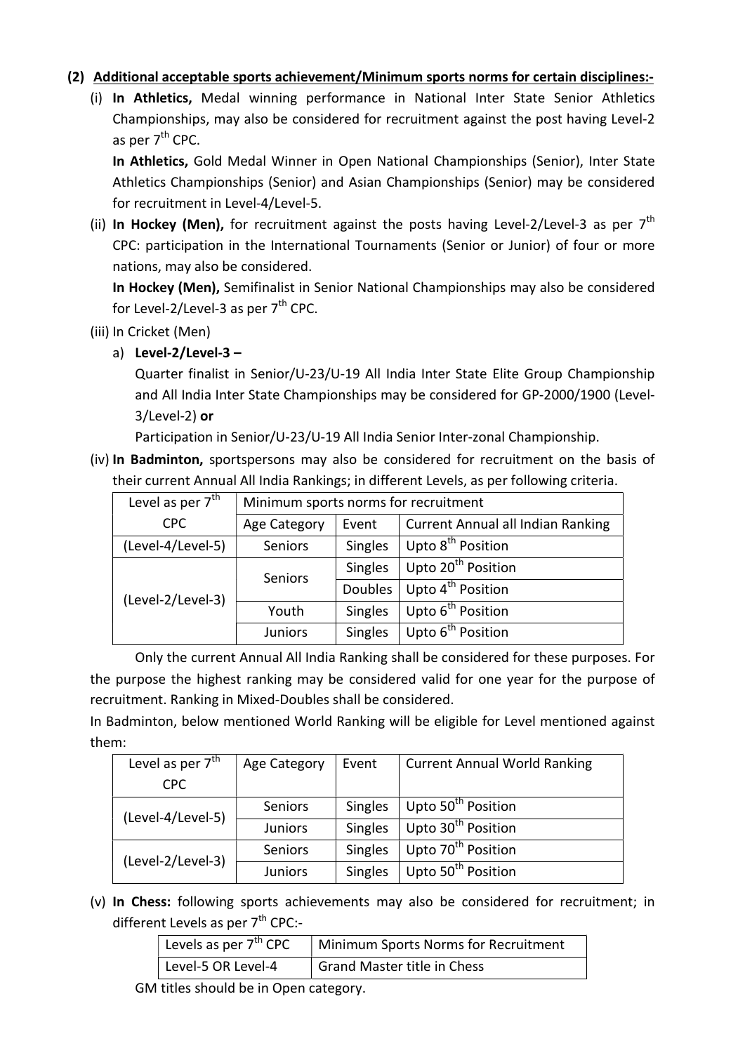**(2) Additional acceptable sports achievement/Minimum sports norms for certain disciplines:-**

(i) **In Athletics,** Medal winning performance in National Inter State Senior Athletics Championships, may also be considered for recruitment against the post having Level-2 as per 7th CPC.

**In Athletics,** Gold Medal Winner in Open National Championships (Senior), Inter State Athletics Championships (Senior) and Asian Championships (Senior) may be considered for recruitment in Level-4/Level-5.

(ii) **In Hockey (Men),** for recruitment against the posts having Level-2/Level-3 as per 7th CPC: participation in the International Tournaments (Senior or Junior) of four or more nations, may also be considered.

**In Hockey (Men),** Semifinalist in Senior National Championships may also be considered for Level-2/Level-3 as per 7th CPC.

(iii) In Cricket (Men)

a) **Level-2/Level-3 –**

Quarter finalist in Senior/U-23/U-19 All India Inter State Elite Group Championship and All India Inter State Championships may be considered for GP-2000/1900 (Level-3/Level-2) **or**

Participation in Senior/U-23/U-19 All India Senior Inter-zonal Championship.

(iv) **In Badminton,** sportspersons may also be considered for recruitment on the basis of their current Annual All India Rankings; in different Levels, as per following criteria.

| Level as per 7th CPC | Minimum sports norms for recruitment | | |
|---|---|---|---|
| | Age Category | Event | Current Annual all Indian Ranking |
| (Level-4/Level-5) | Seniors | Singles | Upto 8th Position |
| (Level-2/Level-3) | Seniors | Singles | Upto 20th Position |
| | | Doubles | Upto 4th Position |
| | Youth | Singles | Upto 6th Position |
| | Juniors | Singles | Upto 6th Position |

Only the current Annual All India Ranking shall be considered for these purposes. For the purpose the highest ranking may be considered valid for one year for the purpose of recruitment. Ranking in Mixed-Doubles shall be considered.

In Badminton, below mentioned World Ranking will be eligible for Level mentioned against them:

| Level as per 7th CPC | Age Category | Event | Current Annual World Ranking |
|---|---|---|---|
| (Level-4/Level-5) | Seniors | Singles | Upto 50th Position |
| | Juniors | Singles | Upto 30th Position |
| (Level-2/Level-3) | Seniors | Singles | Upto 70th Position |
| | Juniors | Singles | Upto 50th Position |

(v) **In Chess:** following sports achievements may also be considered for recruitment; in different Levels as per 7th CPC:-

| Levels as per 7th CPC | Minimum Sports Norms for Recruitment |
|---|---|
| Level-5 OR Level-4 | Grand Master title in Chess |

GM titles should be in Open category.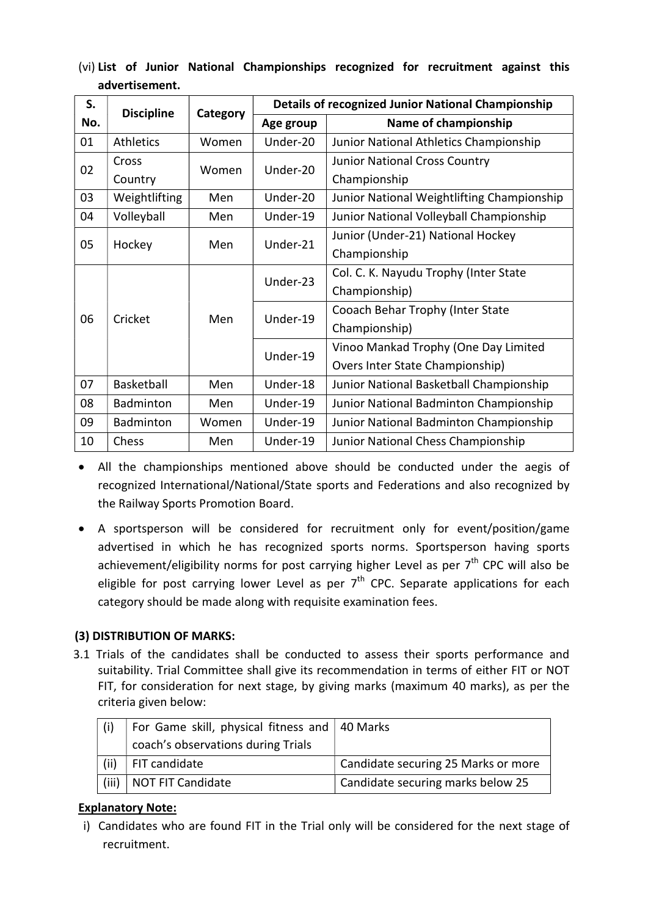(vi) **List of Junior National Championships recognized for recruitment against this advertisement.**

| S. No. | Discipline | Category | Details of recognized Junior National Championship | |
|---|---|---|---|---|
| | | | Age group | Name of championship |
| 01 | Athletics | Women | Under-20 | Junior National Athletics Championship |
| 02 | Cross Country | Women | Under-20 | Junior National Cross Country Championship |
| 03 | Weightlifting | Men | Under-20 | Junior National Weightlifting Championship |
| 04 | Volleyball | Men | Under-19 | Junior National Volleyball Championship |
| 05 | Hockey | Men | Under-21 | Junior (Under-21) National Hockey Championship |
| 06 | Cricket | Men | Under-23 | Col. C. K. Nayudu Trophy (Inter State Championship) |
| | | | Under-19 | Cooach Behar Trophy (Inter State Championship) |
| | | | Under-19 | Vinoo Mankad Trophy (One Day Limited Overs Inter State Championship) |
| 07 | Basketball | Men | Under-18 | Junior National Basketball Championship |
| 08 | Badminton | Men | Under-19 | Junior National Badminton Championship |
| 09 | Badminton | Women | Under-19 | Junior National Badminton Championship |
| 10 | Chess | Men | Under-19 | Junior National Chess Championship |

- All the championships mentioned above should be conducted under the aegis of recognized International/National/State sports and Federations and also recognized by the Railway Sports Promotion Board.
- A sportsperson will be considered for recruitment only for event/position/game advertised in which he has recognized sports norms. Sportsperson having sports achievement/eligibility norms for post carrying higher Level as per 7th CPC will also be eligible for post carrying lower Level as per 7th CPC. Separate applications for each category should be made along with requisite examination fees.

### (3) DISTRIBUTION OF MARKS:

3.1 Trials of the candidates shall be conducted to assess their sports performance and suitability. Trial Committee shall give its recommendation in terms of either FIT or NOT FIT, for consideration for next stage, by giving marks (maximum 40 marks), as per the criteria given below:

| | | |
|---|---|---|
| (i) | For Game skill, physical fitness and coach's observations during Trials | 40 Marks |
| (ii) | FIT candidate | Candidate securing 25 Marks or more |
| (iii) | NOT FIT Candidate | Candidate securing marks below 25 |

**Explanatory Note:**

i) Candidates who are found FIT in the Trial only will be considered for the next stage of recruitment.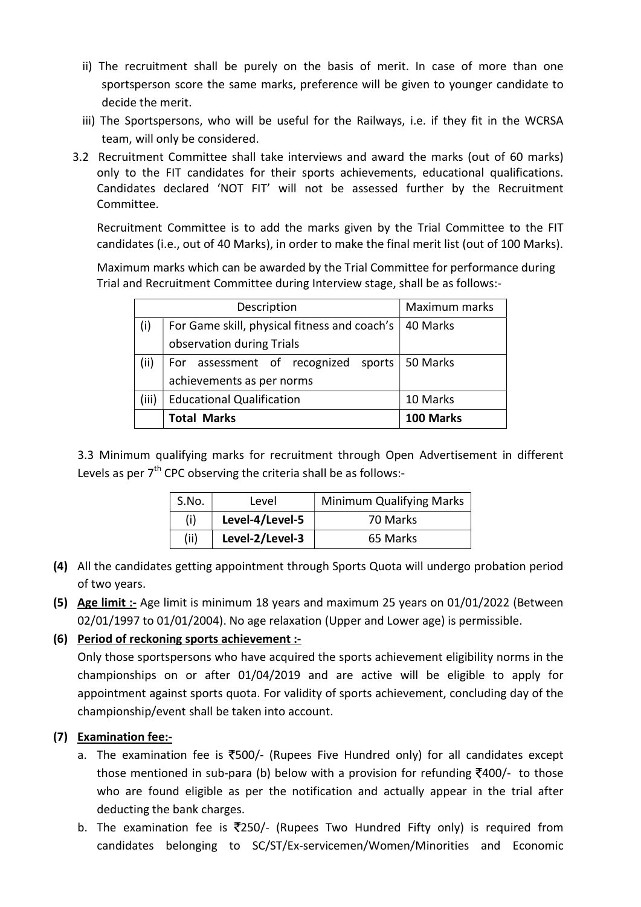ii) The recruitment shall be purely on the basis of merit. In case of more than one sportsperson score the same marks, preference will be given to younger candidate to decide the merit.

iii) The Sportspersons, who will be useful for the Railways, i.e. if they fit in the WCRSA team, will only be considered.

3.2 Recruitment Committee shall take interviews and award the marks (out of 60 marks) only to the FIT candidates for their sports achievements, educational qualifications. Candidates declared 'NOT FIT' will not be assessed further by the Recruitment Committee.

Recruitment Committee is to add the marks given by the Trial Committee to the FIT candidates (i.e., out of 40 Marks), in order to make the final merit list (out of 100 Marks).

Maximum marks which can be awarded by the Trial Committee for performance during Trial and Recruitment Committee during Interview stage, shall be as follows:-

| | Description | Maximum marks |
|---|---|---|
| (i) | For Game skill, physical fitness and coach's observation during Trials | 40 Marks |
| (ii) | For assessment of recognized sports achievements as per norms | 50 Marks |
| (iii) | Educational Qualification | 10 Marks |
| | **Total Marks** | **100 Marks** |

3.3 Minimum qualifying marks for recruitment through Open Advertisement in different Levels as per 7th CPC observing the criteria shall be as follows:-

| S.No. | Level | Minimum Qualifying Marks |
|---|---|---|
| (i) | **Level-4/Level-5** | 70 Marks |
| (ii) | **Level-2/Level-3** | 65 Marks |

**(4)** All the candidates getting appointment through Sports Quota will undergo probation period of two years.

**(5)** **<u>Age limit :-</u>** Age limit is minimum 18 years and maximum 25 years on 01/01/2022 (Between 02/01/1997 to 01/01/2004). No age relaxation (Upper and Lower age) is permissible.

**(6)** **<u>Period of reckoning sports achievement :-</u>**

Only those sportspersons who have acquired the sports achievement eligibility norms in the championships on or after 01/04/2019 and are active will be eligible to apply for appointment against sports quota. For validity of sports achievement, concluding day of the championship/event shall be taken into account.

**(7)** **<u>Examination fee:-</u>**

a. The examination fee is ₹500/- (Rupees Five Hundred only) for all candidates except those mentioned in sub-para (b) below with a provision for refunding ₹400/- to those who are found eligible as per the notification and actually appear in the trial after deducting the bank charges.

b. The examination fee is ₹250/- (Rupees Two Hundred Fifty only) is required from candidates belonging to SC/ST/Ex-servicemen/Women/Minorities and Economic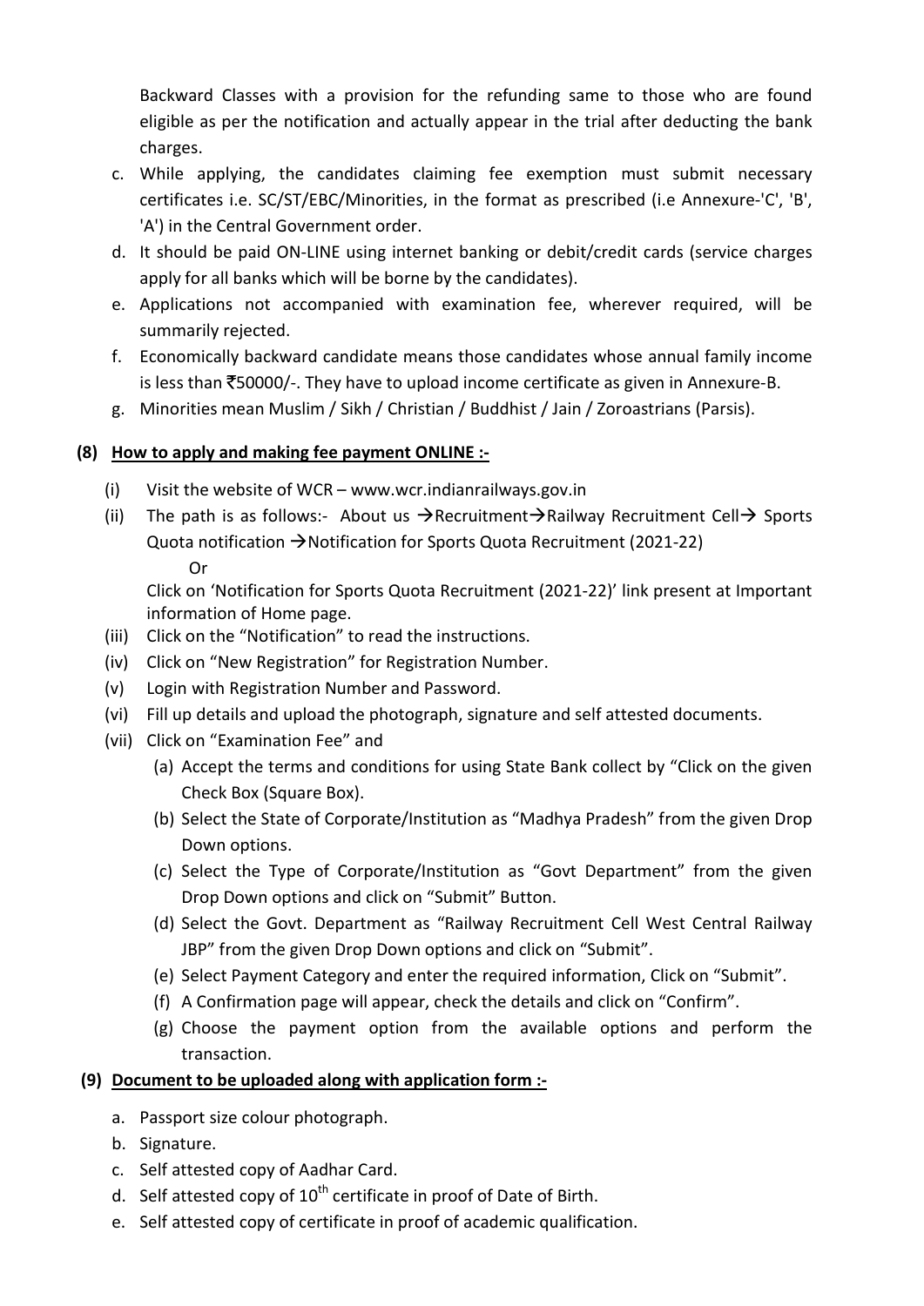Backward Classes with a provision for the refunding same to those who are found eligible as per the notification and actually appear in the trial after deducting the bank charges.

c. While applying, the candidates claiming fee exemption must submit necessary certificates i.e. SC/ST/EBC/Minorities, in the format as prescribed (i.e Annexure-'C', 'B', 'A') in the Central Government order.
d. It should be paid ON-LINE using internet banking or debit/credit cards (service charges apply for all banks which will be borne by the candidates).
e. Applications not accompanied with examination fee, wherever required, will be summarily rejected.
f. Economically backward candidate means those candidates whose annual family income is less than ₹50000/-. They have to upload income certificate as given in Annexure-B.
g. Minorities mean Muslim / Sikh / Christian / Buddhist / Jain / Zoroastrians (Parsis).

**(8) <u>How to apply and making fee payment ONLINE :-</u>**

(i) Visit the website of WCR – www.wcr.indianrailways.gov.in

(ii) The path is as follows:- About us →Recruitment→Railway Recruitment Cell→ Sports Quota notification →Notification for Sports Quota Recruitment (2021-22)

Or

Click on 'Notification for Sports Quota Recruitment (2021-22)' link present at Important information of Home page.

(iii) Click on the "Notification" to read the instructions.

(iv) Click on "New Registration" for Registration Number.

(v) Login with Registration Number and Password.

(vi) Fill up details and upload the photograph, signature and self attested documents.

(vii) Click on "Examination Fee" and

- (a) Accept the terms and conditions for using State Bank collect by "Click on the given Check Box (Square Box).
- (b) Select the State of Corporate/Institution as "Madhya Pradesh" from the given Drop Down options.
- (c) Select the Type of Corporate/Institution as "Govt Department" from the given Drop Down options and click on "Submit" Button.
- (d) Select the Govt. Department as "Railway Recruitment Cell West Central Railway JBP" from the given Drop Down options and click on "Submit".
- (e) Select Payment Category and enter the required information, Click on "Submit".
- (f) A Confirmation page will appear, check the details and click on "Confirm".
- (g) Choose the payment option from the available options and perform the transaction.

**(9) <u>Document to be uploaded along with application form :-</u>**

a. Passport size colour photograph.
b. Signature.
c. Self attested copy of Aadhar Card.
d. Self attested copy of 10th certificate in proof of Date of Birth.
e. Self attested copy of certificate in proof of academic qualification.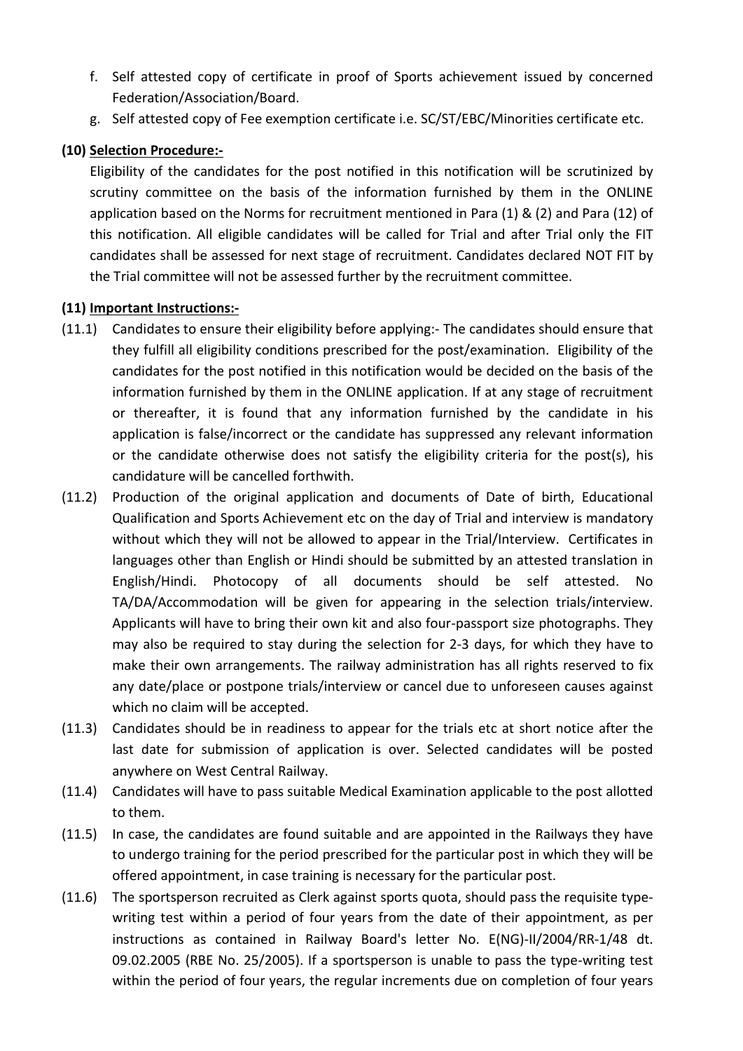f. Self attested copy of certificate in proof of Sports achievement issued by concerned Federation/Association/Board.

g. Self attested copy of Fee exemption certificate i.e. SC/ST/EBC/Minorities certificate etc.

**(10) Selection Procedure:-**

Eligibility of the candidates for the post notified in this notification will be scrutinized by scrutiny committee on the basis of the information furnished by them in the ONLINE application based on the Norms for recruitment mentioned in Para (1) & (2) and Para (12) of this notification. All eligible candidates will be called for Trial and after Trial only the FIT candidates shall be assessed for next stage of recruitment. Candidates declared NOT FIT by the Trial committee will not be assessed further by the recruitment committee.

**(11) Important Instructions:-**

(11.1) Candidates to ensure their eligibility before applying:- The candidates should ensure that they fulfill all eligibility conditions prescribed for the post/examination. Eligibility of the candidates for the post notified in this notification would be decided on the basis of the information furnished by them in the ONLINE application. If at any stage of recruitment or thereafter, it is found that any information furnished by the candidate in his application is false/incorrect or the candidate has suppressed any relevant information or the candidate otherwise does not satisfy the eligibility criteria for the post(s), his candidature will be cancelled forthwith.

(11.2) Production of the original application and documents of Date of birth, Educational Qualification and Sports Achievement etc on the day of Trial and interview is mandatory without which they will not be allowed to appear in the Trial/Interview. Certificates in languages other than English or Hindi should be submitted by an attested translation in English/Hindi. Photocopy of all documents should be self attested. No TA/DA/Accommodation will be given for appearing in the selection trials/interview. Applicants will have to bring their own kit and also four-passport size photographs. They may also be required to stay during the selection for 2-3 days, for which they have to make their own arrangements. The railway administration has all rights reserved to fix any date/place or postpone trials/interview or cancel due to unforeseen causes against which no claim will be accepted.

(11.3) Candidates should be in readiness to appear for the trials etc at short notice after the last date for submission of application is over. Selected candidates will be posted anywhere on West Central Railway.

(11.4) Candidates will have to pass suitable Medical Examination applicable to the post allotted to them.

(11.5) In case, the candidates are found suitable and are appointed in the Railways they have to undergo training for the period prescribed for the particular post in which they will be offered appointment, in case training is necessary for the particular post.

(11.6) The sportsperson recruited as Clerk against sports quota, should pass the requisite type-writing test within a period of four years from the date of their appointment, as per instructions as contained in Railway Board's letter No. E(NG)-II/2004/RR-1/48 dt. 09.02.2005 (RBE No. 25/2005). If a sportsperson is unable to pass the type-writing test within the period of four years, the regular increments due on completion of four years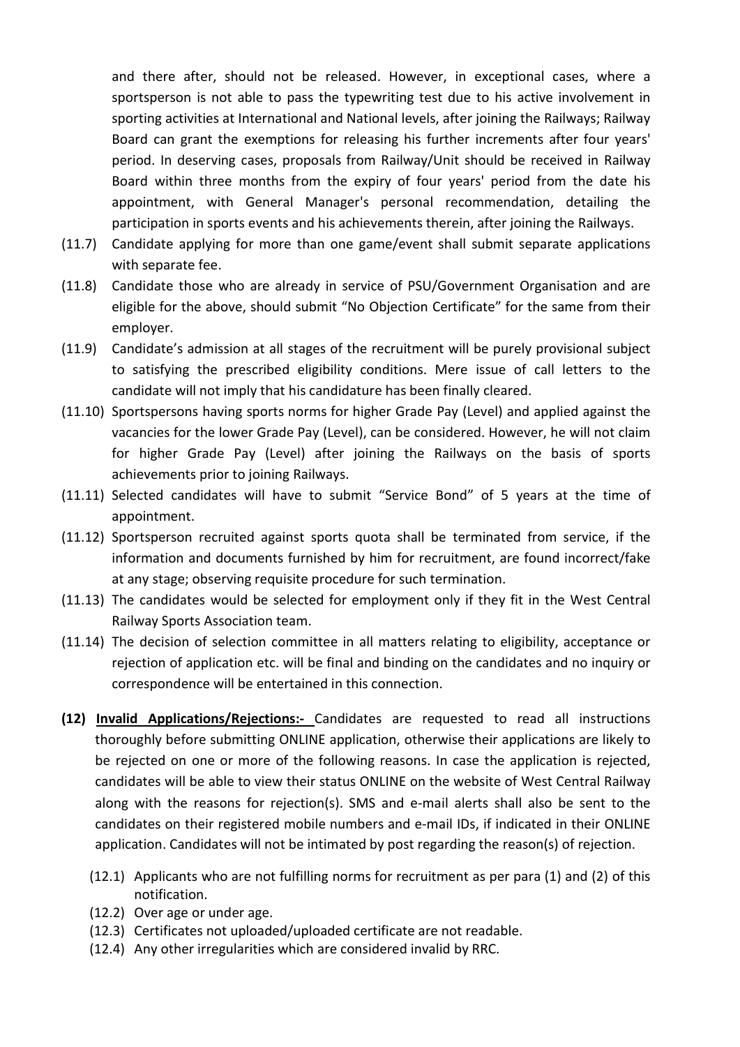and there after, should not be released. However, in exceptional cases, where a sportsperson is not able to pass the typewriting test due to his active involvement in sporting activities at International and National levels, after joining the Railways; Railway Board can grant the exemptions for releasing his further increments after four years' period. In deserving cases, proposals from Railway/Unit should be received in Railway Board within three months from the expiry of four years' period from the date his appointment, with General Manager's personal recommendation, detailing the participation in sports events and his achievements therein, after joining the Railways.

(11.7) Candidate applying for more than one game/event shall submit separate applications with separate fee.

(11.8) Candidate those who are already in service of PSU/Government Organisation and are eligible for the above, should submit "No Objection Certificate" for the same from their employer.

(11.9) Candidate's admission at all stages of the recruitment will be purely provisional subject to satisfying the prescribed eligibility conditions. Mere issue of call letters to the candidate will not imply that his candidature has been finally cleared.

(11.10) Sportspersons having sports norms for higher Grade Pay (Level) and applied against the vacancies for the lower Grade Pay (Level), can be considered. However, he will not claim for higher Grade Pay (Level) after joining the Railways on the basis of sports achievements prior to joining Railways.

(11.11) Selected candidates will have to submit "Service Bond" of 5 years at the time of appointment.

(11.12) Sportsperson recruited against sports quota shall be terminated from service, if the information and documents furnished by him for recruitment, are found incorrect/fake at any stage; observing requisite procedure for such termination.

(11.13) The candidates would be selected for employment only if they fit in the West Central Railway Sports Association team.

(11.14) The decision of selection committee in all matters relating to eligibility, acceptance or rejection of application etc. will be final and binding on the candidates and no inquiry or correspondence will be entertained in this connection.

**(12) <u>Invalid Applications/Rejections:-</u>** Candidates are requested to read all instructions thoroughly before submitting ONLINE application, otherwise their applications are likely to be rejected on one or more of the following reasons. In case the application is rejected, candidates will be able to view their status ONLINE on the website of West Central Railway along with the reasons for rejection(s). SMS and e-mail alerts shall also be sent to the candidates on their registered mobile numbers and e-mail IDs, if indicated in their ONLINE application. Candidates will not be intimated by post regarding the reason(s) of rejection.

(12.1) Applicants who are not fulfilling norms for recruitment as per para (1) and (2) of this notification.

(12.2) Over age or under age.

(12.3) Certificates not uploaded/uploaded certificate are not readable.

(12.4) Any other irregularities which are considered invalid by RRC.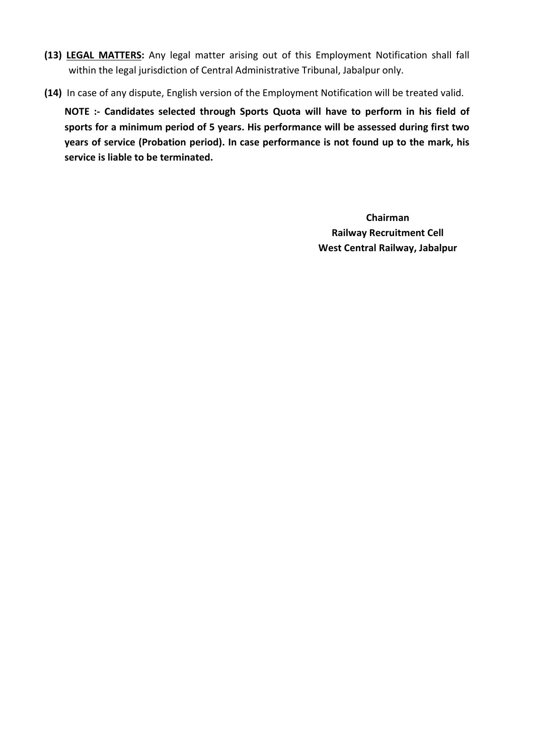**(13) <u>LEGAL MATTERS</u>:** Any legal matter arising out of this Employment Notification shall fall within the legal jurisdiction of Central Administrative Tribunal, Jabalpur only.

**(14)** In case of any dispute, English version of the Employment Notification will be treated valid.

**NOTE :- Candidates selected through Sports Quota will have to perform in his field of sports for a minimum period of 5 years. His performance will be assessed during first two years of service (Probation period). In case performance is not found up to the mark, his service is liable to be terminated.**

**Chairman**
**Railway Recruitment Cell**
**West Central Railway, Jabalpur**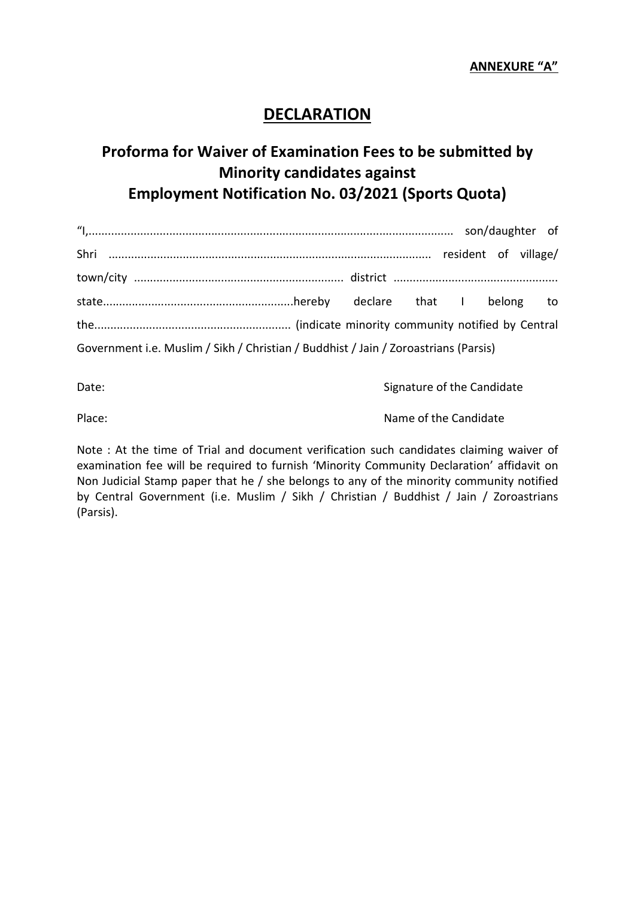**ANNEXURE "A"**

# DECLARATION

## Proforma for Waiver of Examination Fees to be submitted by Minority candidates against Employment Notification No. 03/2021 (Sports Quota)

"I,................................................................................................................. son/daughter of Shri .................................................................................................... resident of village/ town/city ................................................................. district .................................................. state..........................................................hereby declare that I belong to the............................................................ (indicate minority community notified by Central Government i.e. Muslim / Sikh / Christian / Buddhist / Jain / Zoroastrians (Parsis)

Date: Signature of the Candidate

Place: Name of the Candidate

Note : At the time of Trial and document verification such candidates claiming waiver of examination fee will be required to furnish 'Minority Community Declaration' affidavit on Non Judicial Stamp paper that he / she belongs to any of the minority community notified by Central Government (i.e. Muslim / Sikh / Christian / Buddhist / Jain / Zoroastrians (Parsis).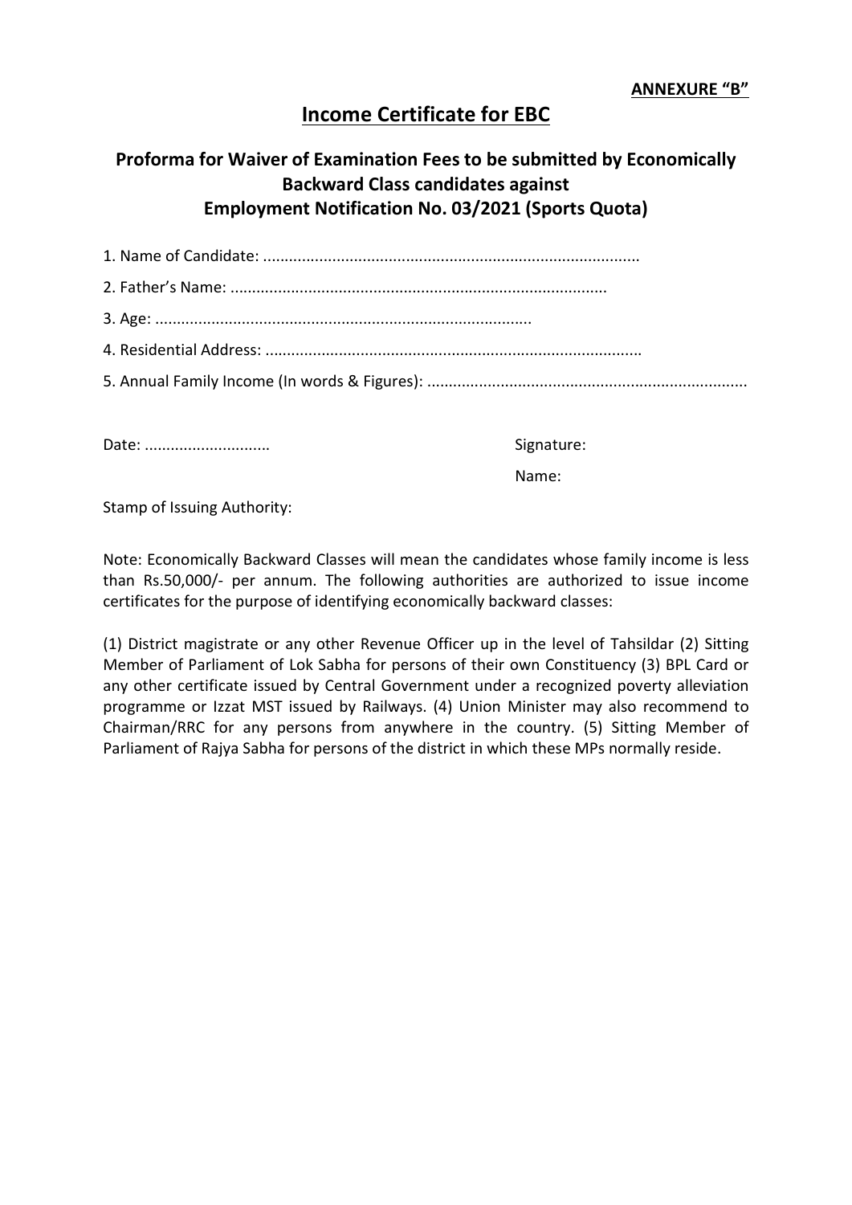**ANNEXURE "B"**

# Income Certificate for EBC

## Proforma for Waiver of Examination Fees to be submitted by Economically Backward Class candidates against Employment Notification No. 03/2021 (Sports Quota)

1. Name of Candidate: .......................................................................................
2. Father's Name: .......................................................................................
3. Age: .......................................................................................
4. Residential Address: .......................................................................................
5. Annual Family Income (In words & Figures): .........................................................................

Date: ............................ Signature:

Name:

Stamp of Issuing Authority:

Note: Economically Backward Classes will mean the candidates whose family income is less than Rs.50,000/- per annum. The following authorities are authorized to issue income certificates for the purpose of identifying economically backward classes:

(1) District magistrate or any other Revenue Officer up in the level of Tahsildar (2) Sitting Member of Parliament of Lok Sabha for persons of their own Constituency (3) BPL Card or any other certificate issued by Central Government under a recognized poverty alleviation programme or Izzat MST issued by Railways. (4) Union Minister may also recommend to Chairman/RRC for any persons from anywhere in the country. (5) Sitting Member of Parliament of Rajya Sabha for persons of the district in which these MPs normally reside.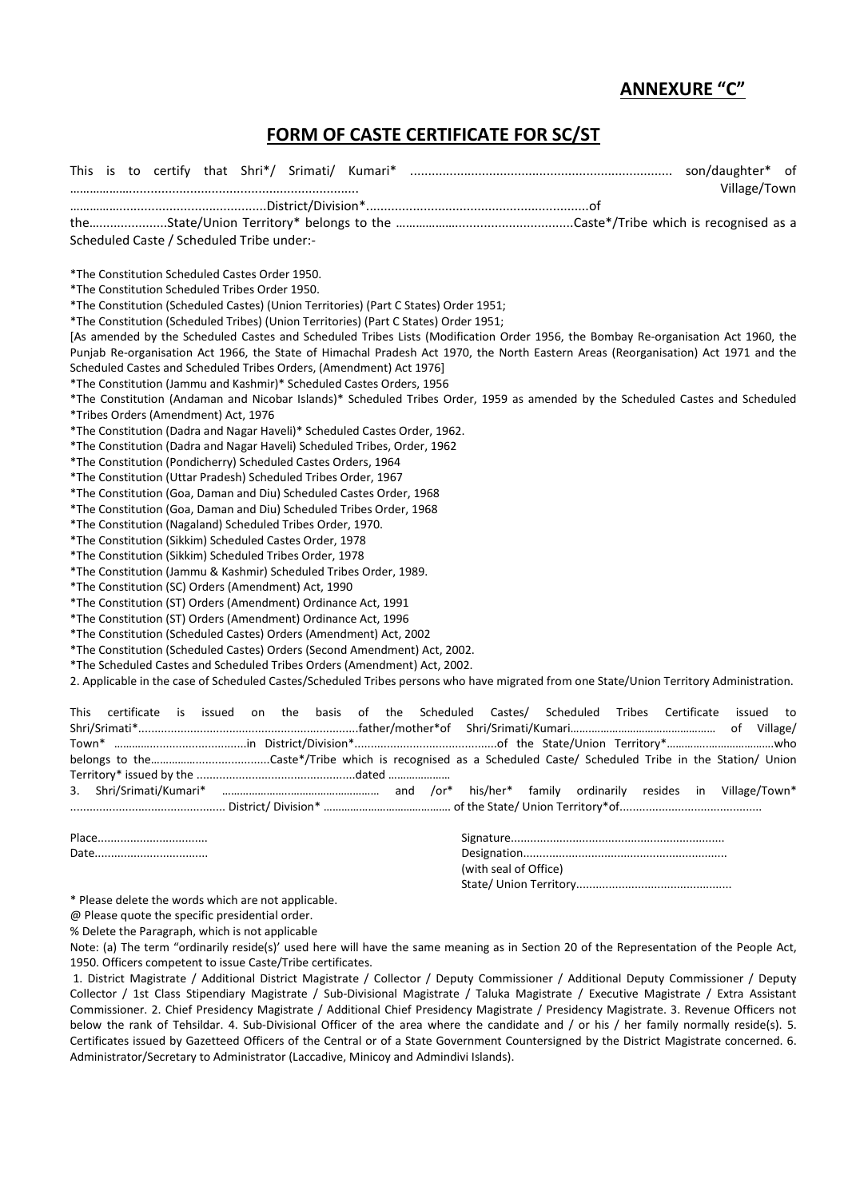**ANNEXURE "C"**

## FORM OF CASTE CERTIFICATE FOR SC/ST

This is to certify that Shri*/ Srimati/ Kumari* ........................................................................ son/daughter* of ……………….............................................................. Village/Town ……………….............................................District/Division*..............................................................of the......................State/Union Territory* belongs to the ………………................................Caste*/Tribe which is recognised as a Scheduled Caste / Scheduled Tribe under:-

*The Constitution Scheduled Castes Order 1950.
*The Constitution Scheduled Tribes Order 1950.
*The Constitution (Scheduled Castes) (Union Territories) (Part C States) Order 1951;
*The Constitution (Scheduled Tribes) (Union Territories) (Part C States) Order 1951;
[As amended by the Scheduled Castes and Scheduled Tribes Lists (Modification Order 1956, the Bombay Re-organisation Act 1960, the Punjab Re-organisation Act 1966, the State of Himachal Pradesh Act 1970, the North Eastern Areas (Reorganisation) Act 1971 and the Scheduled Castes and Scheduled Tribes Orders, (Amendment) Act 1976]
*The Constitution (Jammu and Kashmir)* Scheduled Castes Orders, 1956
*The Constitution (Andaman and Nicobar Islands)* Scheduled Tribes Order, 1959 as amended by the Scheduled Castes and Scheduled *Tribes Orders (Amendment) Act, 1976
*The Constitution (Dadra and Nagar Haveli)* Scheduled Castes Order, 1962.
*The Constitution (Dadra and Nagar Haveli) Scheduled Tribes, Order, 1962
*The Constitution (Pondicherry) Scheduled Castes Orders, 1964
*The Constitution (Uttar Pradesh) Scheduled Tribes Order, 1967
*The Constitution (Goa, Daman and Diu) Scheduled Castes Order, 1968
*The Constitution (Goa, Daman and Diu) Scheduled Tribes Order, 1968
*The Constitution (Nagaland) Scheduled Tribes Order, 1970.
*The Constitution (Sikkim) Scheduled Castes Order, 1978
*The Constitution (Sikkim) Scheduled Tribes Order, 1978
*The Constitution (Jammu & Kashmir) Scheduled Tribes Order, 1989.
*The Constitution (SC) Orders (Amendment) Act, 1990
*The Constitution (ST) Orders (Amendment) Ordinance Act, 1991
*The Constitution (ST) Orders (Amendment) Ordinance Act, 1996
*The Constitution (Scheduled Castes) Orders (Amendment) Act, 2002
*The Constitution (Scheduled Castes) Orders (Second Amendment) Act, 2002.
*The Scheduled Castes and Scheduled Tribes Orders (Amendment) Act, 2002.

2. Applicable in the case of Scheduled Castes/Scheduled Tribes persons who have migrated from one State/Union Territory Administration.

This certificate is issued on the basis of the Scheduled Castes/ Scheduled Tribes Certificate issued to Shri/Srimati*...................................................................father/mother*of Shri/Srimati/Kumari………………………………………… of Village/ Town* …………..............................in District/Division*...........................................of the State/Union Territory*………………………………who belongs to the…………...........................Caste*/Tribe which is recognised as a Scheduled Caste/ Scheduled Tribe in the Station/ Union Territory* issued by the .................................................dated …………………

3. Shri/Srimati/Kumari* …………….……………………………… and /or* his/her* family ordinarily resides in Village/Town* ............................................... District/ Division* …………………………………… of the State/ Union Territory*of............................................

Place.................................
Date..................................

Signature.................................................................
Designation..............................................................
(with seal of Office)
State/ Union Territory...............................................

* Please delete the words which are not applicable.
@ Please quote the specific presidential order.
% Delete the Paragraph, which is not applicable

Note: (a) The term "ordinarily reside(s)' used here will have the same meaning as in Section 20 of the Representation of the People Act, 1950. Officers competent to issue Caste/Tribe certificates.

1. District Magistrate / Additional District Magistrate / Collector / Deputy Commissioner / Additional Deputy Commissioner / Deputy Collector / 1st Class Stipendiary Magistrate / Sub-Divisional Magistrate / Taluka Magistrate / Executive Magistrate / Extra Assistant Commissioner. 2. Chief Presidency Magistrate / Additional Chief Presidency Magistrate / Presidency Magistrate. 3. Revenue Officers not below the rank of Tehsildar. 4. Sub-Divisional Officer of the area where the candidate and / or his / her family normally reside(s). 5. Certificates issued by Gazetteed Officers of the Central or of a State Government Countersigned by the District Magistrate concerned. 6. Administrator/Secretary to Administrator (Laccadive, Minicoy and Admindivi Islands).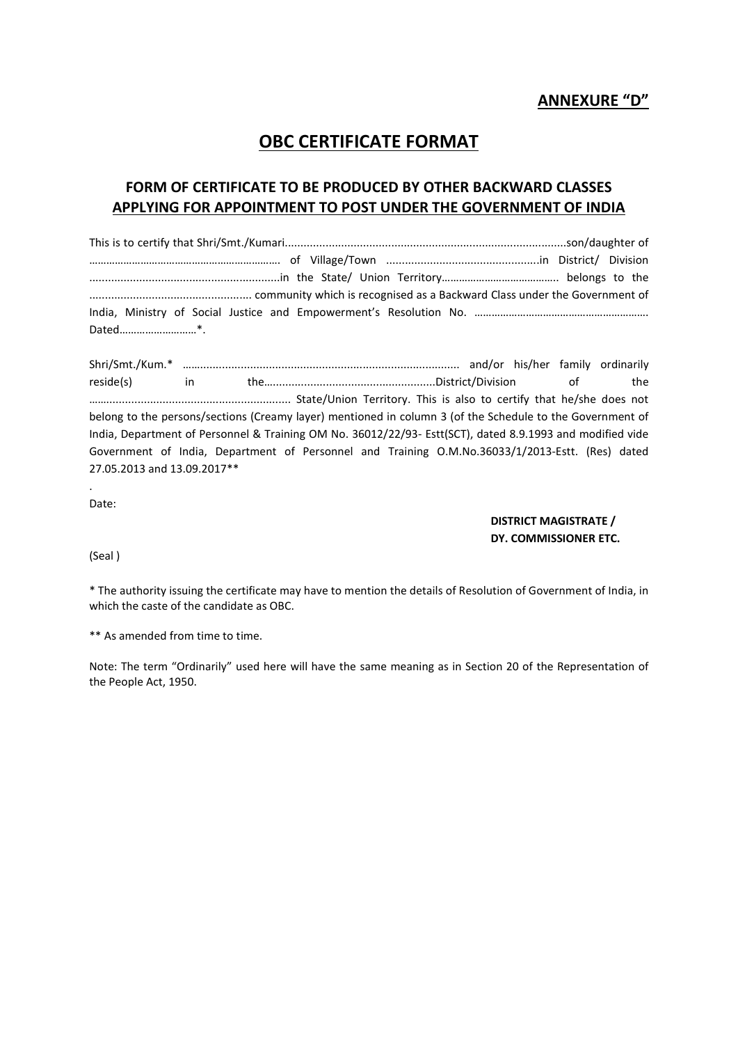**ANNEXURE "D"**

# OBC CERTIFICATE FORMAT

## FORM OF CERTIFICATE TO BE PRODUCED BY OTHER BACKWARD CLASSES APPLYING FOR APPOINTMENT TO POST UNDER THE GOVERNMENT OF INDIA

This is to certify that Shri/Smt./Kumari.........................................................................................son/daughter of ………………………………………………………. of Village/Town ................................................in District/ Division ............................................................in the State/ Union Territory………………………………….. belongs to the .................................................... community which is recognised as a Backward Class under the Government of India, Ministry of Social Justice and Empowerment's Resolution No. ……………………………………………………. Dated………………………*.

Shri/Smt./Kum.* …......................................................................................... and/or his/her family ordinarily reside(s) in the…....................................................District/Division of the ……........................................................ State/Union Territory. This is also to certify that he/she does not belong to the persons/sections (Creamy layer) mentioned in column 3 (of the Schedule to the Government of India, Department of Personnel & Training OM No. 36012/22/93- Estt(SCT), dated 8.9.1993 and modified vide Government of India, Department of Personnel and Training O.M.No.36033/1/2013-Estt. (Res) dated 27.05.2013 and 13.09.2017**

.

Date:

**DISTRICT MAGISTRATE /**
**DY. COMMISSIONER ETC.**

(Seal )

* The authority issuing the certificate may have to mention the details of Resolution of Government of India, in which the caste of the candidate as OBC.

** As amended from time to time.

Note: The term "Ordinarily" used here will have the same meaning as in Section 20 of the Representation of the People Act, 1950.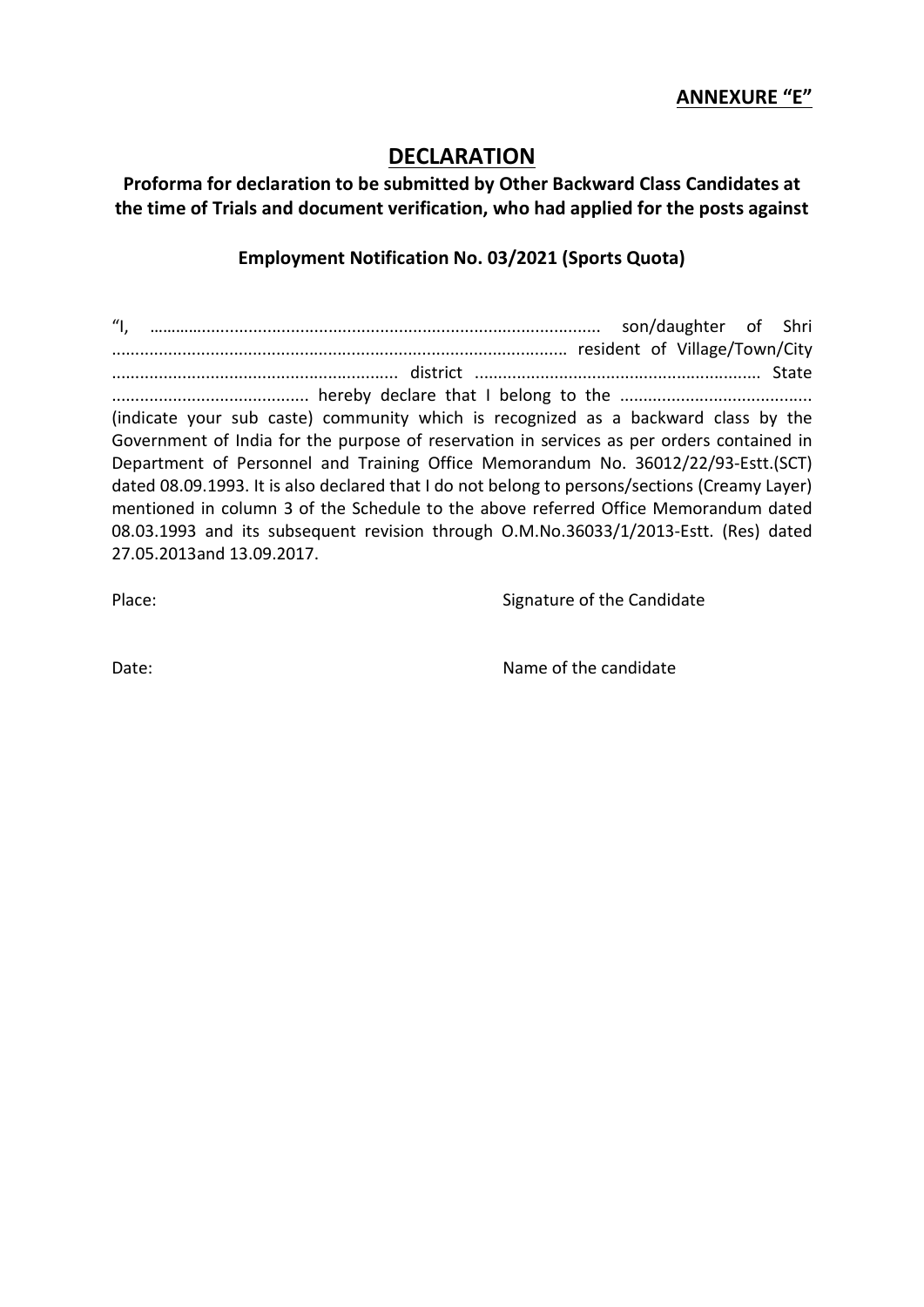**ANNEXURE "E"**

## DECLARATION

### Proforma for declaration to be submitted by Other Backward Class Candidates at the time of Trials and document verification, who had applied for the posts against

### Employment Notification No. 03/2021 (Sports Quota)

"I, ……………........................................................................... son/daughter of Shri ................................................................................................ resident of Village/Town/City ............................................................ district ............................................................ State .......................................... hereby declare that I belong to the ......................................... (indicate your sub caste) community which is recognized as a backward class by the Government of India for the purpose of reservation in services as per orders contained in Department of Personnel and Training Office Memorandum No. 36012/22/93-Estt.(SCT) dated 08.09.1993. It is also declared that I do not belong to persons/sections (Creamy Layer) mentioned in column 3 of the Schedule to the above referred Office Memorandum dated 08.03.1993 and its subsequent revision through O.M.No.36033/1/2013-Estt. (Res) dated 27.05.2013and 13.09.2017.

Place: Signature of the Candidate

Date: Name of the candidate